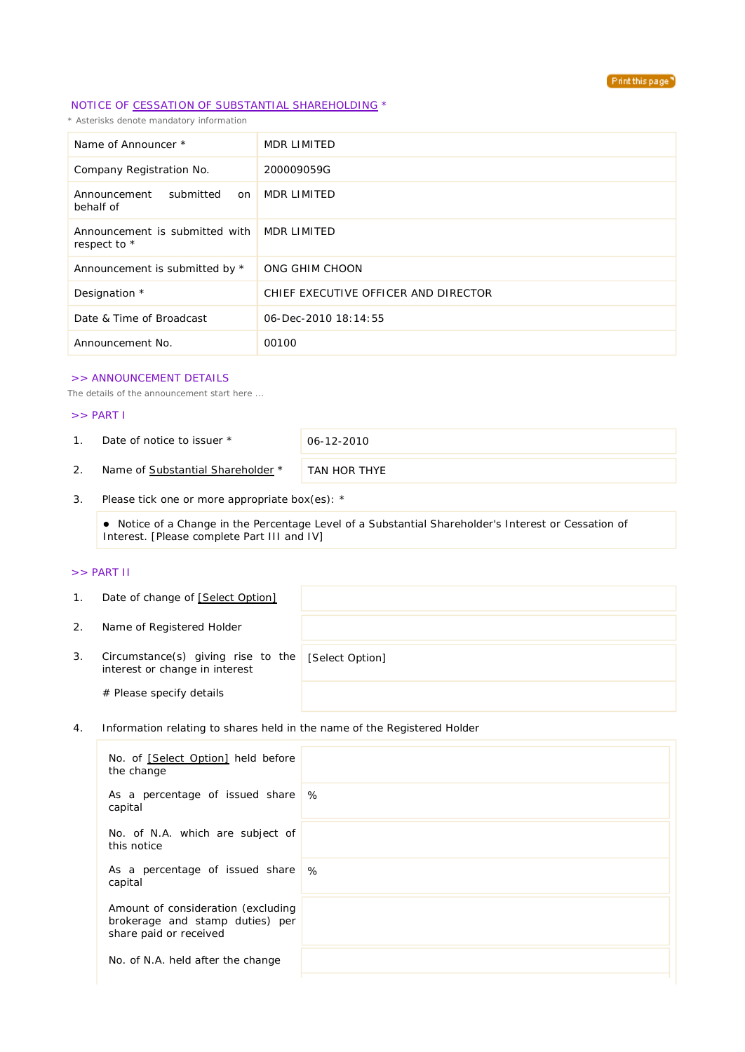## NOTICE OF CESSATION OF SUBSTANTIAL SHAREHOLDING *

* Asterisks denote mandatory information

| | |
|---|---|
| Name of Announcer * | MDR LIMITED |
| Company Registration No. | 200009059G |
| Announcement submitted on behalf of | MDR LIMITED |
| Announcement is submitted with respect to * | MDR LIMITED |
| Announcement is submitted by * | ONG GHIM CHOON |
| Designation * | CHIEF EXECUTIVE OFFICER AND DIRECTOR |
| Date & Time of Broadcast | 06-Dec-2010 18:14:55 |
| Announcement No. | 00100 |

### >> ANNOUNCEMENT DETAILS

The details of the announcement start here ...

### >> PART I

| | | |
|---|---|---|
| 1. | Date of notice to issuer * | 06-12-2010 |
| 2. | Name of Substantial Shareholder * | TAN HOR THYE |

3. Please tick one or more appropriate box(es): *

- Notice of a Change in the Percentage Level of a Substantial Shareholder's Interest or Cessation of Interest. [Please complete Part III and IV]

### >> PART II

| | | |
|---|---|---|
| 1. | Date of change of [Select Option] | |
| 2. | Name of Registered Holder | |
| 3. | Circumstance(s) giving rise to the interest or change in interest | [Select Option] |
| | # Please specify details | |

4. Information relating to shares held in the name of the Registered Holder

| | |
|---|---|
| No. of [Select Option] held before the change | |
| As a percentage of issued share capital | % |
| No. of N.A. which are subject of this notice | |
| As a percentage of issued share capital | % |
| Amount of consideration (excluding brokerage and stamp duties) per share paid or received | |
| No. of N.A. held after the change | |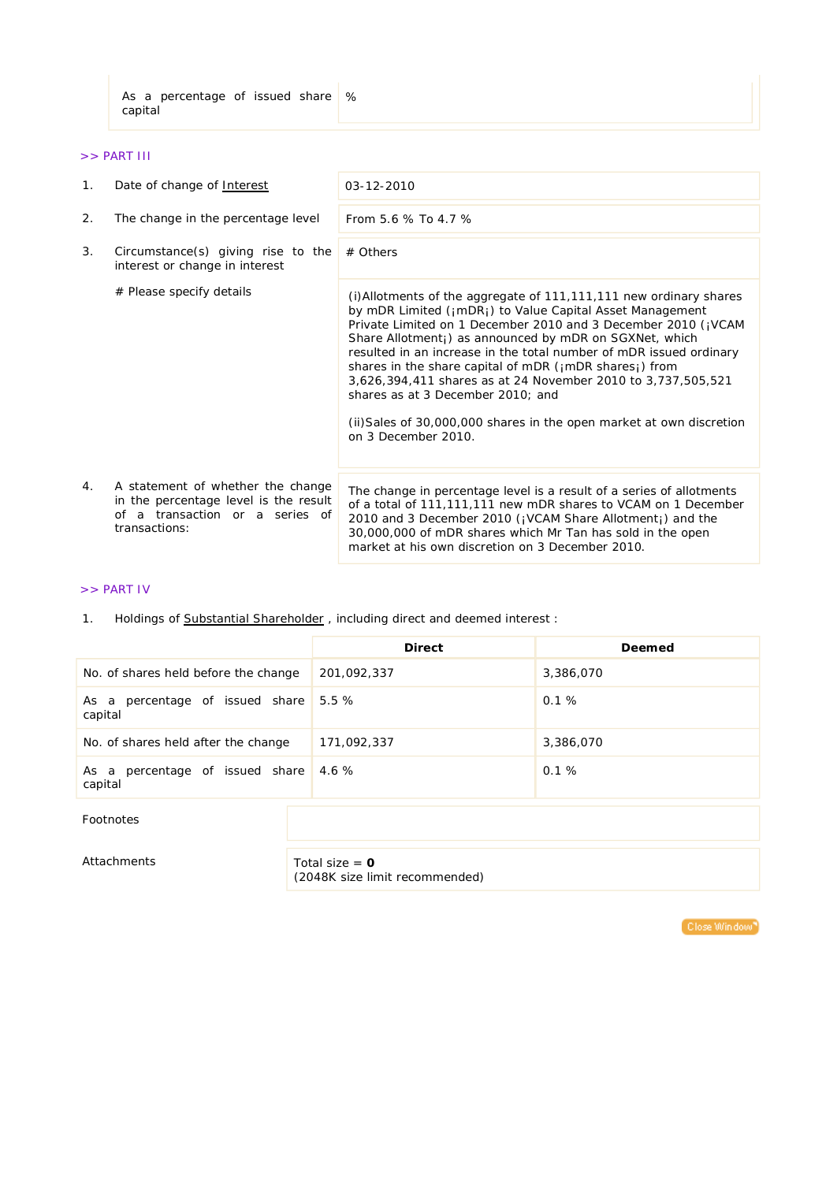| | |
|---|---|
| As a percentage of issued share capital | % |

>> PART III

| | | |
|---|---|---|
| 1. | Date of change of Interest | 03-12-2010 |
| 2. | The change in the percentage level | From 5.6 % To 4.7 % |
| 3. | Circumstance(s) giving rise to the interest or change in interest | # Others |
| | # Please specify details | (i)Allotments of the aggregate of 111,111,111 new ordinary shares by mDR Limited (¡mDR¡) to Value Capital Asset Management Private Limited on 1 December 2010 and 3 December 2010 (¡VCAM Share Allotment¡) as announced by mDR on SGXNet, which resulted in an increase in the total number of mDR issued ordinary shares in the share capital of mDR (¡mDR shares¡) from 3,626,394,411 shares as at 24 November 2010 to 3,737,505,521 shares as at 3 December 2010; and<br><br>(ii)Sales of 30,000,000 shares in the open market at own discretion on 3 December 2010. |
| 4. | A statement of whether the change in the percentage level is the result of a transaction or a series of transactions: | The change in percentage level is a result of a series of allotments of a total of 111,111,111 new mDR shares to VCAM on 1 December 2010 and 3 December 2010 (¡VCAM Share Allotment¡) and the 30,000,000 of mDR shares which Mr Tan has sold in the open market at his own discretion on 3 December 2010. |

>> PART IV

1. Holdings of Substantial Shareholder , including direct and deemed interest :

| | Direct | Deemed |
|---|---|---|
| No. of shares held before the change | 201,092,337 | 3,386,070 |
| As a percentage of issued share capital | 5.5 % | 0.1 % |
| No. of shares held after the change | 171,092,337 | 3,386,070 |
| As a percentage of issued share capital | 4.6 % | 0.1 % |

| | |
|---|---|
| Footnotes | |
| Attachments | Total size = **0**<br>(2048K size limit recommended) |